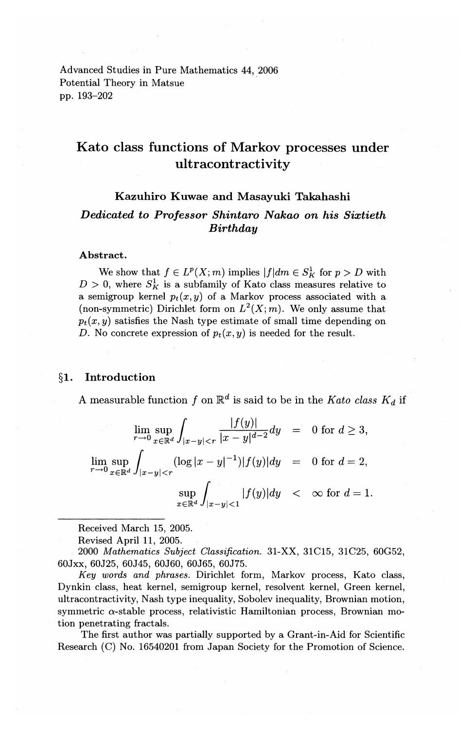Advanced Studies in Pure Mathematics 44, 2006
Potential Theory in Matsue
pp. 193–202

# Kato class functions of Markov processes under ultracontractivity

### Kazuhiro Kuwae and Masayuki Takahashi

*Dedicated to Professor Shintaro Nakao on his Sixtieth Birthday*

**Abstract.**

We show that $f \in L^p(X;m)$ implies $|f|dm \in S^1_K$ for $p > D$ with $D > 0$, where $S^1_K$ is a subfamily of Kato class measures relative to a semigroup kernel $p_t(x,y)$ of a Markov process associated with a (non-symmetric) Dirichlet form on $L^2(X;m)$. We only assume that $p_t(x,y)$ satisfies the Nash type estimate of small time depending on $D$. No concrete expression of $p_t(x,y)$ is needed for the result.

## §1. Introduction

A measurable function $f$ on $\mathbb{R}^d$ is said to be in the *Kato class* $K_d$ if

$$
\begin{aligned}
\lim_{r\to 0} \sup_{x\in\mathbb{R}^d} \int_{|x-y|<r} \frac{|f(y)|}{|x-y|^{d-2}} dy &= 0 \text{ for } d \geq 3,\\
\lim_{r\to 0} \sup_{x\in\mathbb{R}^d} \int_{|x-y|<r} (\log|x-y|^{-1})|f(y)|dy &= 0 \text{ for } d = 2,\\
\sup_{x\in\mathbb{R}^d} \int_{|x-y|<1} |f(y)|dy &< \infty \text{ for } d = 1.
\end{aligned}
$$

---

Received March 15, 2005.

Revised April 11, 2005.

2000 *Mathematics Subject Classification.* 31-XX, 31C15, 31C25, 60G52, 60Jxx, 60J25, 60J45, 60J60, 60J65, 60J75.

*Key words and phrases.* Dirichlet form, Markov process, Kato class, Dynkin class, heat kernel, semigroup kernel, resolvent kernel, Green kernel, ultracontractivity, Nash type inequality, Sobolev inequality, Brownian motion, symmetric $\alpha$-stable process, relativistic Hamiltonian process, Brownian motion penetrating fractals.

The first author was partially supported by a Grant-in-Aid for Scientific Research (C) No. 16540201 from Japan Society for the Promotion of Science.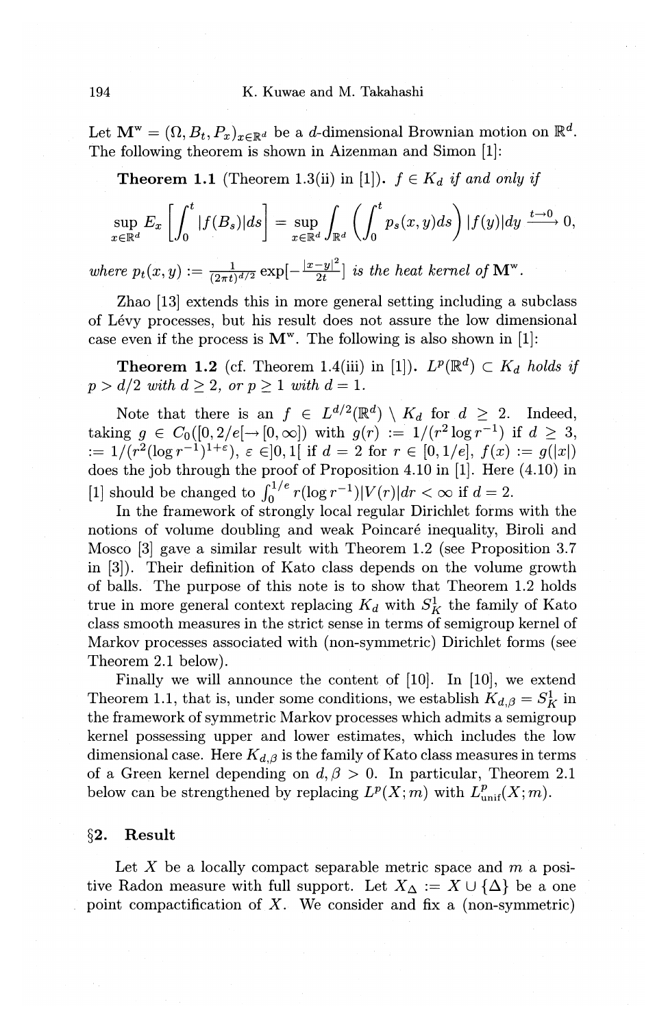Let $\mathbf{M}^{\mathrm{w}} = (\Omega, B_t, P_x)_{x\in\mathbb{R}^d}$ be a $d$-dimensional Brownian motion on $\mathbb{R}^d$. The following theorem is shown in Aizenman and Simon [1]:

**Theorem 1.1** (Theorem 1.3(ii) in [1]). *$f \in K_d$ if and only if*

$$\sup_{x\in\mathbb{R}^d} E_x\left[\int_0^t |f(B_s)|ds\right] = \sup_{x\in\mathbb{R}^d}\int_{\mathbb{R}^d}\left(\int_0^t p_s(x,y)ds\right)|f(y)|dy \xrightarrow{t\to 0} 0,$$

*where $p_t(x,y) := \frac{1}{(2\pi t)^{d/2}}\exp[-\frac{|x-y|^2}{2t}]$ is the heat kernel of $\mathbf{M}^{\mathrm{w}}$.*

Zhao [13] extends this in more general setting including a subclass of Lévy processes, but his result does not assure the low dimensional case even if the process is $\mathbf{M}^{\mathrm{w}}$. The following is also shown in [1]:

**Theorem 1.2** (cf. Theorem 1.4(iii) in [1]). *$L^p(\mathbb{R}^d) \subset K_d$ holds if $p > d/2$ with $d \geq 2$, or $p \geq 1$ with $d = 1$.*

Note that there is an $f \in L^{d/2}(\mathbb{R}^d) \setminus K_d$ for $d \geq 2$. Indeed, taking $g \in C_0([0, 2/e[\to [0,\infty])$ with $g(r) := 1/(r^2 \log r^{-1})$ if $d \geq 3$, $:= 1/(r^2(\log r^{-1})^{1+\varepsilon})$, $\varepsilon \in ]0,1[$ if $d = 2$ for $r \in [0, 1/e]$, $f(x) := g(|x|)$ does the job through the proof of Proposition 4.10 in [1]. Here (4.10) in [1] should be changed to $\int_0^{1/e} r(\log r^{-1})|V(r)|dr < \infty$ if $d = 2$.

In the framework of strongly local regular Dirichlet forms with the notions of volume doubling and weak Poincaré inequality, Biroli and Mosco [3] gave a similar result with Theorem 1.2 (see Proposition 3.7 in [3]). Their definition of Kato class depends on the volume growth of balls. The purpose of this note is to show that Theorem 1.2 holds true in more general context replacing $K_d$ with $S_K^1$ the family of Kato class smooth measures in the strict sense in terms of semigroup kernel of Markov processes associated with (non-symmetric) Dirichlet forms (see Theorem 2.1 below).

Finally we will announce the content of [10]. In [10], we extend Theorem 1.1, that is, under some conditions, we establish $K_{d,\beta} = S_K^1$ in the framework of symmetric Markov processes which admits a semigroup kernel possessing upper and lower estimates, which includes the low dimensional case. Here $K_{d,\beta}$ is the family of Kato class measures in terms of a Green kernel depending on $d, \beta > 0$. In particular, Theorem 2.1 below can be strengthened by replacing $L^p(X;m)$ with $L^p_{\mathrm{unif}}(X;m)$.

## §2. Result

Let $X$ be a locally compact separable metric space and $m$ a positive Radon measure with full support. Let $X_\Delta := X \cup \{\Delta\}$ be a one point compactification of $X$. We consider and fix a (non-symmetric)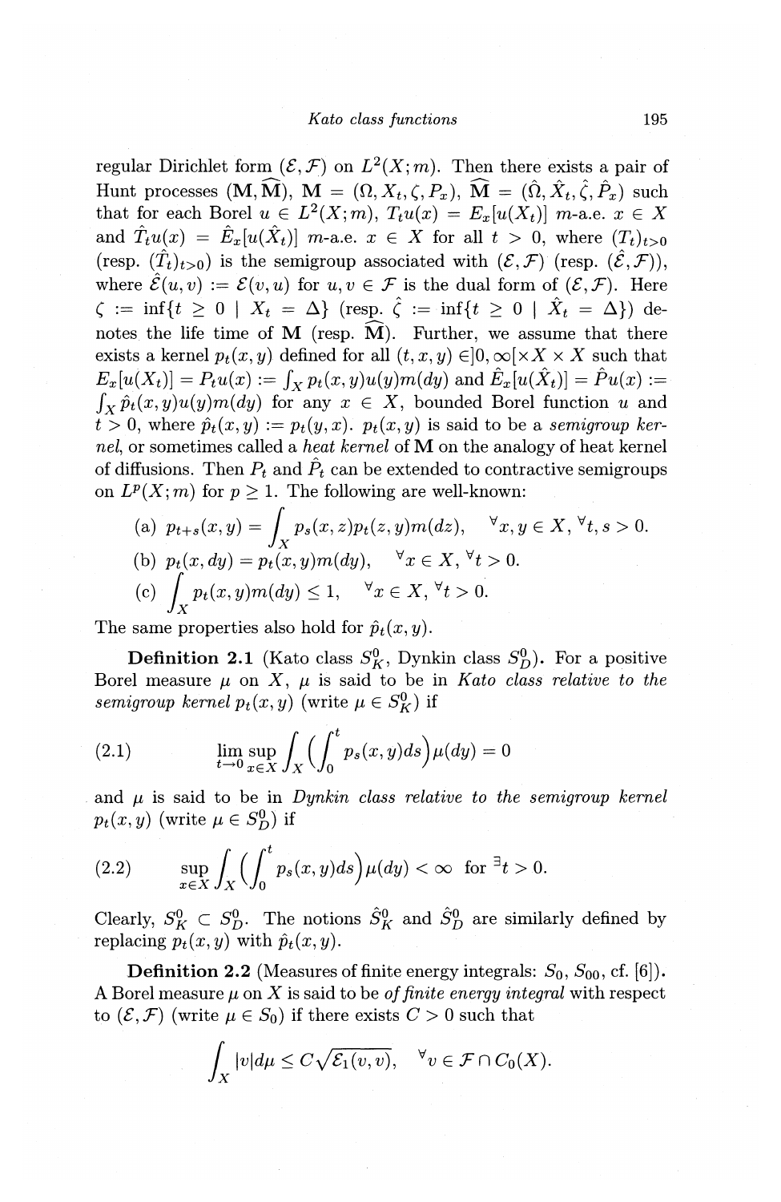regular Dirichlet form $(\mathcal{E},\mathcal{F})$ on $L^2(X;m)$. Then there exists a pair of Hunt processes $(\mathbf{M},\widehat{\mathbf{M}})$, $\mathbf{M}=(\Omega,X_t,\zeta,P_x)$, $\widehat{\mathbf{M}}=(\hat{\Omega},\hat{X}_t,\hat{\zeta},\hat{P}_x)$ such that for each Borel $u\in L^2(X;m)$, $T_tu(x)=E_x[u(X_t)]$ $m$-a.e. $x\in X$ and $\hat{T}_tu(x)=\hat{E}_x[u(\hat{X}_t)]$ $m$-a.e. $x\in X$ for all $t>0$, where $(T_t)_{t>0}$ (resp. $(\hat{T}_t)_{t>0}$) is the semigroup associated with $(\mathcal{E},\mathcal{F})$ (resp. $(\hat{\mathcal{E}},\mathcal{F})$), where $\hat{\mathcal{E}}(u,v):=\mathcal{E}(v,u)$ for $u,v\in\mathcal{F}$ is the dual form of $(\mathcal{E},\mathcal{F})$. Here $\zeta:=\inf\{t\ge 0\mid X_t=\Delta\}$ (resp. $\hat{\zeta}:=\inf\{t\ge 0\mid \hat{X}_t=\Delta\}$) denotes the life time of $\mathbf{M}$ (resp. $\widehat{\mathbf{M}}$). Further, we assume that there exists a kernel $p_t(x,y)$ defined for all $(t,x,y)\in ]0,\infty[\times X\times X$ such that $E_x[u(X_t)]=P_tu(x):=\int_X p_t(x,y)u(y)m(dy)$ and $\hat{E}_x[u(\hat{X}_t)]=\hat{P}u(x):=\int_X\hat{p}_t(x,y)u(y)m(dy)$ for any $x\in X$, bounded Borel function $u$ and $t>0$, where $\hat{p}_t(x,y):=p_t(y,x)$. $p_t(x,y)$ is said to be a *semigroup kernel*, or sometimes called a *heat kernel* of $\mathbf{M}$ on the analogy of heat kernel of diffusions. Then $P_t$ and $\hat{P}_t$ can be extended to contractive semigroups on $L^p(X;m)$ for $p\ge 1$. The following are well-known:

(a) $p_{t+s}(x,y)=\displaystyle\int_X p_s(x,z)p_t(z,y)m(dz), \quad {}^\forall x,y\in X,\ {}^\forall t,s>0.$

(b) $p_t(x,dy)=p_t(x,y)m(dy), \quad {}^\forall x\in X,\ {}^\forall t>0.$

(c) $\displaystyle\int_X p_t(x,y)m(dy)\le 1, \quad {}^\forall x\in X,\ {}^\forall t>0.$

The same properties also hold for $\hat{p}_t(x,y)$.

**Definition 2.1** (Kato class $S_K^0$, Dynkin class $S_D^0$). For a positive Borel measure $\mu$ on $X$, $\mu$ is said to be in *Kato class relative to the semigroup kernel* $p_t(x,y)$ (write $\mu\in S_K^0$) if

$$\lim_{t\to 0}\sup_{x\in X}\int_X\Big(\int_0^t p_s(x,y)ds\Big)\mu(dy)=0 \tag{2.1}$$

and $\mu$ is said to be in *Dynkin class relative to the semigroup kernel* $p_t(x,y)$ (write $\mu\in S_D^0$) if

$$\sup_{x\in X}\int_X\Big(\int_0^t p_s(x,y)ds\Big)\mu(dy)<\infty \quad \text{for } {}^\exists t>0. \tag{2.2}$$

Clearly, $S_K^0\subset S_D^0$. The notions $\hat{S}_K^0$ and $\hat{S}_D^0$ are similarly defined by replacing $p_t(x,y)$ with $\hat{p}_t(x,y)$.

**Definition 2.2** (Measures of finite energy integrals: $S_0$, $S_{00}$, cf. [6]). A Borel measure $\mu$ on $X$ is said to be *of finite energy integral* with respect to $(\mathcal{E},\mathcal{F})$ (write $\mu\in S_0$) if there exists $C>0$ such that

$$\int_X |v|d\mu\le C\sqrt{\mathcal{E}_1(v,v)}, \quad {}^\forall v\in\mathcal{F}\cap C_0(X).$$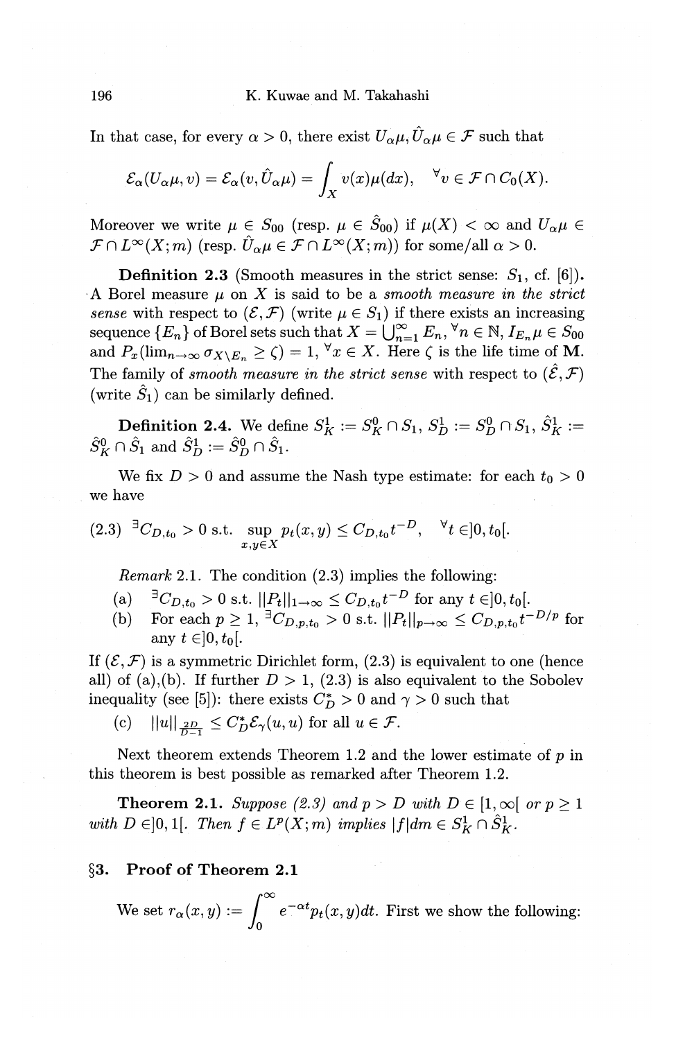In that case, for every $\alpha > 0$, there exist $U_\alpha\mu, \hat{U}_\alpha\mu \in \mathcal{F}$ such that

$$\mathcal{E}_\alpha(U_\alpha\mu, v) = \mathcal{E}_\alpha(v, \hat{U}_\alpha\mu) = \int_X v(x)\mu(dx), \quad {}^\forall v \in \mathcal{F} \cap C_0(X).$$

Moreover we write $\mu \in S_{00}$ (resp. $\mu \in \hat{S}_{00}$) if $\mu(X) < \infty$ and $U_\alpha\mu \in \mathcal{F} \cap L^\infty(X; m)$ (resp. $\hat{U}_\alpha\mu \in \mathcal{F} \cap L^\infty(X; m)$) for some/all $\alpha > 0$.

**Definition 2.3** (Smooth measures in the strict sense: $S_1$, cf. [6]). A Borel measure $\mu$ on $X$ is said to be a *smooth measure in the strict sense* with respect to $(\mathcal{E}, \mathcal{F})$ (write $\mu \in S_1$) if there exists an increasing sequence $\{E_n\}$ of Borel sets such that $X = \bigcup_{n=1}^\infty E_n$, ${}^\forall n \in \mathbb{N}$, $I_{E_n}\mu \in S_{00}$ and $P_x(\lim_{n\to\infty} \sigma_{X \setminus E_n} \geq \zeta) = 1$, ${}^\forall x \in X$. Here $\zeta$ is the life time of $\mathbf{M}$. The family of *smooth measure in the strict sense* with respect to $(\hat{\mathcal{E}}, \mathcal{F})$ (write $\hat{S}_1$) can be similarly defined.

**Definition 2.4.** We define $S_K^1 := S_K^0 \cap S_1$, $S_D^1 := S_D^0 \cap S_1$, $\hat{S}_K^1 := \hat{S}_K^0 \cap \hat{S}_1$ and $\hat{S}_D^1 := \hat{S}_D^0 \cap \hat{S}_1$.

We fix $D > 0$ and assume the Nash type estimate: for each $t_0 > 0$ we have

$$(2.3) \quad {}^\exists C_{D,t_0} > 0 \text{ s.t. } \sup_{x,y \in X} p_t(x, y) \leq C_{D,t_0} t^{-D}, \quad {}^\forall t \in ]0, t_0[.$$

*Remark* 2.1. The condition (2.3) implies the following:

(a) ${}^\exists C_{D,t_0} > 0$ s.t. $||P_t||_{1\to\infty} \leq C_{D,t_0} t^{-D}$ for any $t \in ]0, t_0[$.

(b) For each $p \geq 1$, ${}^\exists C_{D,p,t_0} > 0$ s.t. $||P_t||_{p\to\infty} \leq C_{D,p,t_0} t^{-D/p}$ for any $t \in ]0, t_0[$.

If $(\mathcal{E}, \mathcal{F})$ is a symmetric Dirichlet form, (2.3) is equivalent to one (hence all) of (a),(b). If further $D > 1$, (2.3) is also equivalent to the Sobolev inequality (see [5]): there exists $C_D^* > 0$ and $\gamma > 0$ such that

(c) $||u||_{\frac{2D}{D-1}} \leq C_D^* \mathcal{E}_\gamma(u, u)$ for all $u \in \mathcal{F}$.

Next theorem extends Theorem 1.2 and the lower estimate of $p$ in this theorem is best possible as remarked after Theorem 1.2.

**Theorem 2.1.** *Suppose (2.3) and $p > D$ with $D \in [1, \infty[$ or $p \geq 1$ with $D \in ]0, 1[$. Then $f \in L^p(X; m)$ implies $|f|dm \in S_K^1 \cap \hat{S}_K^1$.*

## §3. Proof of Theorem 2.1

We set $r_\alpha(x, y) := \displaystyle\int_0^\infty e^{-\alpha t} p_t(x, y) dt$. First we show the following: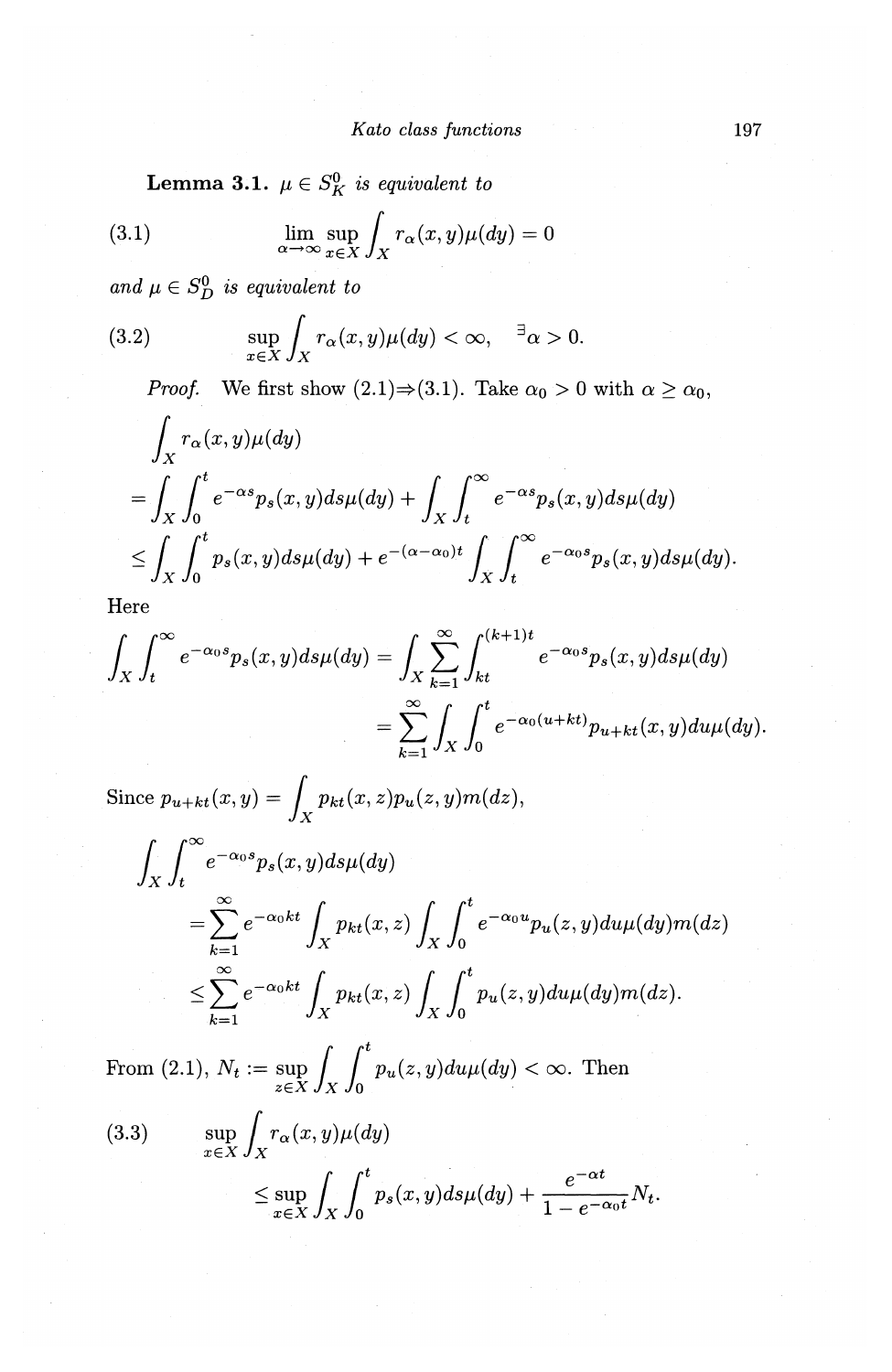**Lemma 3.1.** *$\mu \in S_K^0$ is equivalent to*

$$\lim_{\alpha\to\infty} \sup_{x\in X} \int_X r_\alpha(x,y)\mu(dy) = 0 \tag{3.1}$$

*and $\mu \in S_D^0$ is equivalent to*

$$\sup_{x\in X} \int_X r_\alpha(x,y)\mu(dy) < \infty, \quad {}^\exists\alpha > 0. \tag{3.2}$$

*Proof.* We first show (2.1)⇒(3.1). Take $\alpha_0 > 0$ with $\alpha \geq \alpha_0$,

$$\begin{aligned}
&\int_X r_\alpha(x,y)\mu(dy) \\
&= \int_X \int_0^t e^{-\alpha s} p_s(x,y) ds\mu(dy) + \int_X \int_t^\infty e^{-\alpha s} p_s(x,y) ds\mu(dy) \\
&\leq \int_X \int_0^t p_s(x,y) ds\mu(dy) + e^{-(\alpha-\alpha_0)t} \int_X \int_t^\infty e^{-\alpha_0 s} p_s(x,y) ds\mu(dy).
\end{aligned}$$

Here

$$\begin{aligned}
\int_X \int_t^\infty e^{-\alpha_0 s} p_s(x,y) ds\mu(dy) &= \int_X \sum_{k=1}^\infty \int_{kt}^{(k+1)t} e^{-\alpha_0 s} p_s(x,y) ds\mu(dy) \\
&= \sum_{k=1}^\infty \int_X \int_0^t e^{-\alpha_0(u+kt)} p_{u+kt}(x,y) du\mu(dy).
\end{aligned}$$

Since $p_{u+kt}(x,y) = \displaystyle\int_X p_{kt}(x,z) p_u(z,y) m(dz)$,

$$\begin{aligned}
&\int_X \int_t^\infty e^{-\alpha_0 s} p_s(x,y) ds\mu(dy) \\
&= \sum_{k=1}^\infty e^{-\alpha_0 kt} \int_X p_{kt}(x,z) \int_X \int_0^t e^{-\alpha_0 u} p_u(z,y) du\mu(dy) m(dz) \\
&\leq \sum_{k=1}^\infty e^{-\alpha_0 kt} \int_X p_{kt}(x,z) \int_X \int_0^t p_u(z,y) du\mu(dy) m(dz).
\end{aligned}$$

From (2.1), $N_t := \displaystyle\sup_{z\in X} \int_X \int_0^t p_u(z,y) du\mu(dy) < \infty$. Then

$$\begin{aligned}
&\sup_{x\in X} \int_X r_\alpha(x,y)\mu(dy) \\
&\leq \sup_{x\in X} \int_X \int_0^t p_s(x,y) ds\mu(dy) + \frac{e^{-\alpha t}}{1 - e^{-\alpha_0 t}} N_t.
\end{aligned} \tag{3.3}$$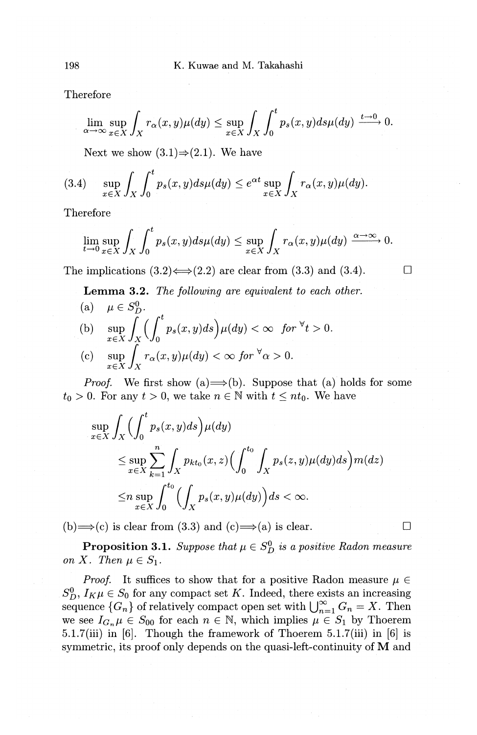Therefore

$$\lim_{\alpha\to\infty}\sup_{x\in X}\int_X r_\alpha(x,y)\mu(dy) \le \sup_{x\in X}\int_X\int_0^t p_s(x,y)ds\mu(dy) \xrightarrow{t\to 0} 0.$$

Next we show (3.1)$\Rightarrow$(2.1). We have

$$\sup_{x\in X}\int_X\int_0^t p_s(x,y)ds\mu(dy) \le e^{\alpha t}\sup_{x\in X}\int_X r_\alpha(x,y)\mu(dy). \tag{3.4}$$

Therefore

$$\lim_{t\to 0}\sup_{x\in X}\int_X\int_0^t p_s(x,y)ds\mu(dy) \le \sup_{x\in X}\int_X r_\alpha(x,y)\mu(dy) \xrightarrow{\alpha\to\infty} 0.$$

The implications (3.2)$\Longleftrightarrow$(2.2) are clear from (3.3) and (3.4). □

**Lemma 3.2.** *The following are equivalent to each other.*

(a) $\mu \in S_D^0$.

(b) $\displaystyle\sup_{x\in X}\int_X\Big(\int_0^t p_s(x,y)ds\Big)\mu(dy) < \infty$ *for* $^\forall t > 0$.

(c) $\displaystyle\sup_{x\in X}\int_X r_\alpha(x,y)\mu(dy) < \infty$ *for* $^\forall \alpha > 0$.

*Proof.* We first show (a)$\Longrightarrow$(b). Suppose that (a) holds for some $t_0 > 0$. For any $t > 0$, we take $n \in \mathbb{N}$ with $t \le nt_0$. We have

$$\begin{aligned}
&\sup_{x\in X}\int_X\Big(\int_0^t p_s(x,y)ds\Big)\mu(dy)\\
&\le \sup_{x\in X}\sum_{k=1}^n\int_X p_{kt_0}(x,z)\Big(\int_0^{t_0}\int_X p_s(z,y)\mu(dy)ds\Big)m(dz)\\
&\le n\sup_{x\in X}\int_0^{t_0}\Big(\int_X p_s(x,y)\mu(dy)\Big)ds < \infty.
\end{aligned}$$

(b)$\Longrightarrow$(c) is clear from (3.3) and (c)$\Longrightarrow$(a) is clear. □

**Proposition 3.1.** *Suppose that* $\mu \in S_D^0$ *is a positive Radon measure on* $X$. *Then* $\mu \in S_1$.

*Proof.* It suffices to show that for a positive Radon measure $\mu \in S_D^0$, $I_K\mu \in S_0$ for any compact set $K$. Indeed, there exists an increasing sequence $\{G_n\}$ of relatively compact open set with $\bigcup_{n=1}^\infty G_n = X$. Then we see $I_{G_n}\mu \in S_{00}$ for each $n \in \mathbb{N}$, which implies $\mu \in S_1$ by Thoerem 5.1.7(iii) in [6]. Though the framework of Thoerem 5.1.7(iii) in [6] is symmetric, its proof only depends on the quasi-left-continuity of **M** and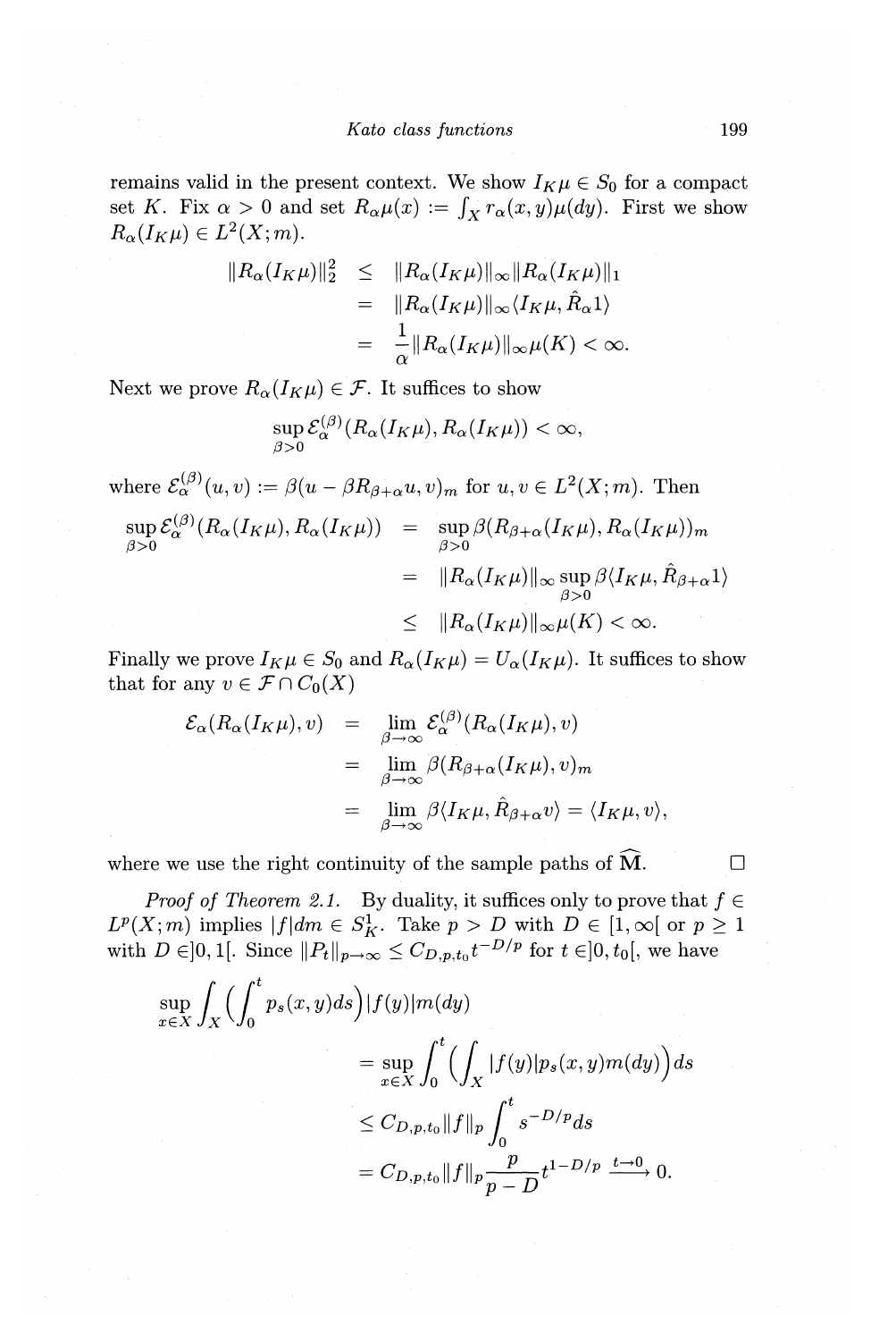remains valid in the present context. We show $I_K\mu \in S_0$ for a compact set $K$. Fix $\alpha > 0$ and set $R_\alpha\mu(x) := \int_X r_\alpha(x,y)\mu(dy)$. First we show $R_\alpha(I_K\mu) \in L^2(X;m)$.

$$
\begin{aligned}
\|R_\alpha(I_K\mu)\|_2^2 &\leq \|R_\alpha(I_K\mu)\|_\infty \|R_\alpha(I_K\mu)\|_1 \\
&= \|R_\alpha(I_K\mu)\|_\infty \langle I_K\mu, \hat{R}_\alpha 1\rangle \\
&= \frac{1}{\alpha}\|R_\alpha(I_K\mu)\|_\infty \mu(K) < \infty.
\end{aligned}
$$

Next we prove $R_\alpha(I_K\mu) \in \mathcal{F}$. It suffices to show

$$
\sup_{\beta>0} \mathcal{E}_\alpha^{(\beta)}(R_\alpha(I_K\mu), R_\alpha(I_K\mu)) < \infty,
$$

where $\mathcal{E}_\alpha^{(\beta)}(u,v) := \beta(u - \beta R_{\beta+\alpha}u, v)_m$ for $u, v \in L^2(X;m)$. Then

$$
\begin{aligned}
\sup_{\beta>0} \mathcal{E}_\alpha^{(\beta)}(R_\alpha(I_K\mu), R_\alpha(I_K\mu)) &= \sup_{\beta>0} \beta(R_{\beta+\alpha}(I_K\mu), R_\alpha(I_K\mu))_m \\
&= \|R_\alpha(I_K\mu)\|_\infty \sup_{\beta>0} \beta\langle I_K\mu, \hat{R}_{\beta+\alpha}1\rangle \\
&\leq \|R_\alpha(I_K\mu)\|_\infty \mu(K) < \infty.
\end{aligned}
$$

Finally we prove $I_K\mu \in S_0$ and $R_\alpha(I_K\mu) = U_\alpha(I_K\mu)$. It suffices to show that for any $v \in \mathcal{F} \cap C_0(X)$

$$
\begin{aligned}
\mathcal{E}_\alpha(R_\alpha(I_K\mu), v) &= \lim_{\beta\to\infty} \mathcal{E}_\alpha^{(\beta)}(R_\alpha(I_K\mu), v) \\
&= \lim_{\beta\to\infty} \beta(R_{\beta+\alpha}(I_K\mu), v)_m \\
&= \lim_{\beta\to\infty} \beta\langle I_K\mu, \hat{R}_{\beta+\alpha}v\rangle = \langle I_K\mu, v\rangle,
\end{aligned}
$$

where we use the right continuity of the sample paths of $\widehat{\mathbf{M}}$. $\square$

*Proof of Theorem 2.1.* By duality, it suffices only to prove that $f \in L^p(X;m)$ implies $|f|dm \in S_K^1$. Take $p > D$ with $D \in [1,\infty[$ or $p \geq 1$ with $D \in ]0,1[$. Since $\|P_t\|_{p\to\infty} \leq C_{D,p,t_0} t^{-D/p}$ for $t \in ]0, t_0[$, we have

$$
\begin{aligned}
&\sup_{x\in X} \int_X \Big(\int_0^t p_s(x,y)ds\Big)|f(y)|m(dy) \\
&\qquad = \sup_{x\in X} \int_0^t \Big(\int_X |f(y)|p_s(x,y)m(dy)\Big)ds \\
&\qquad \leq C_{D,p,t_0}\|f\|_p \int_0^t s^{-D/p}ds \\
&\qquad = C_{D,p,t_0}\|f\|_p \frac{p}{p-D} t^{1-D/p} \xrightarrow{t\to 0} 0.
\end{aligned}
$$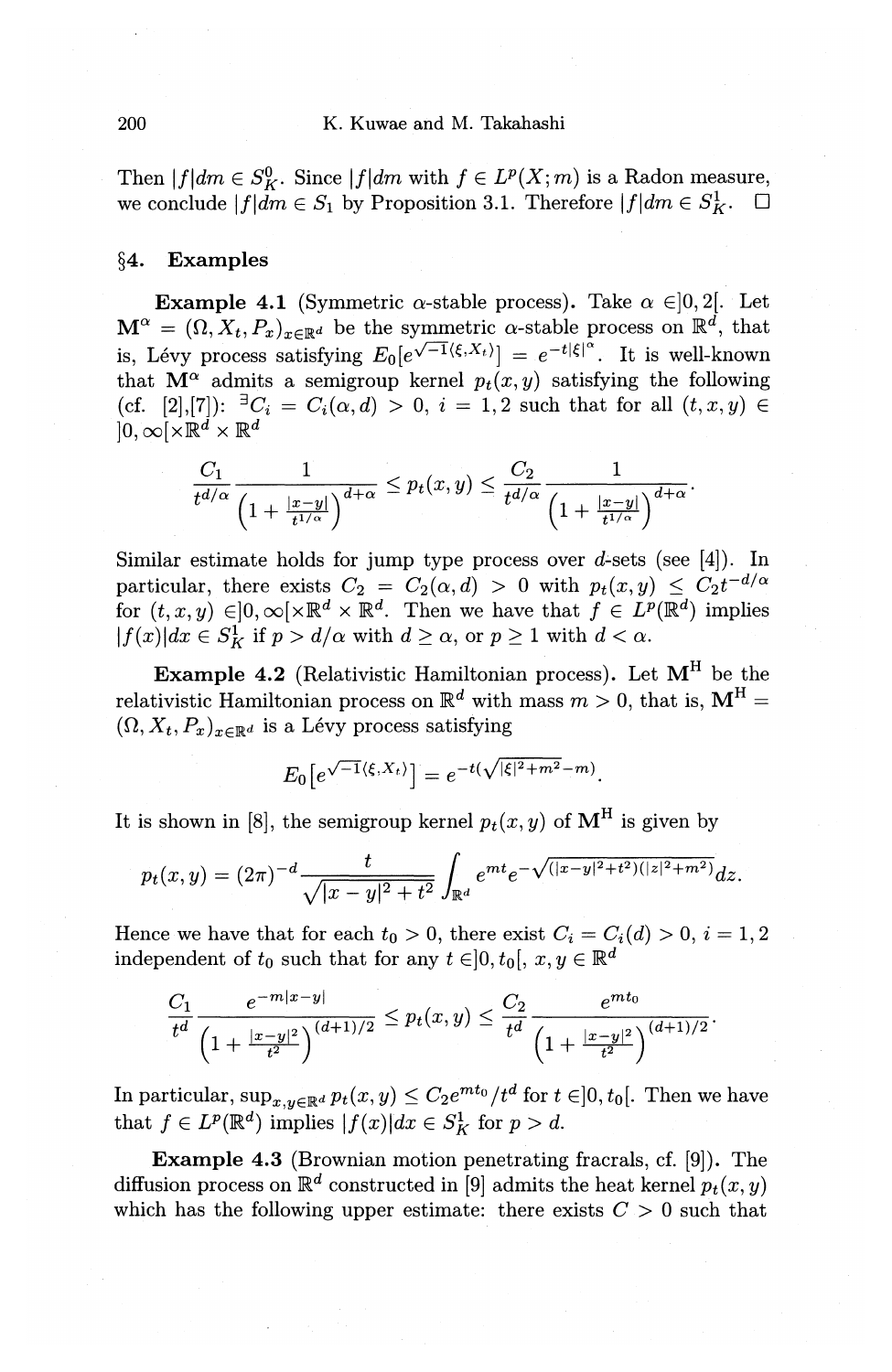Then $|f|dm \in S_K^0$. Since $|f|dm$ with $f \in L^p(X;m)$ is a Radon measure, we conclude $|f|dm \in S_1$ by Proposition 3.1. Therefore $|f|dm \in S_K^1$. □

## §4. Examples

**Example 4.1** (Symmetric $\alpha$-stable process). Take $\alpha \in ]0,2[$. Let $\mathbf{M}^\alpha = (\Omega, X_t, P_x)_{x\in\mathbb{R}^d}$ be the symmetric $\alpha$-stable process on $\mathbb{R}^d$, that is, Lévy process satisfying $E_0[e^{\sqrt{-1}\langle\xi, X_t\rangle}] = e^{-t|\xi|^\alpha}$. It is well-known that $\mathbf{M}^\alpha$ admits a semigroup kernel $p_t(x,y)$ satisfying the following (cf. [2],[7]): $^\exists C_i = C_i(\alpha, d) > 0$, $i = 1,2$ such that for all $(t,x,y) \in ]0,\infty[\times\mathbb{R}^d\times\mathbb{R}^d$

$$\frac{C_1}{t^{d/\alpha}}\frac{1}{\left(1+\frac{|x-y|}{t^{1/\alpha}}\right)^{d+\alpha}} \leq p_t(x,y) \leq \frac{C_2}{t^{d/\alpha}}\frac{1}{\left(1+\frac{|x-y|}{t^{1/\alpha}}\right)^{d+\alpha}}.$$

Similar estimate holds for jump type process over $d$-sets (see [4]). In particular, there exists $C_2 = C_2(\alpha,d) > 0$ with $p_t(x,y) \leq C_2 t^{-d/\alpha}$ for $(t,x,y) \in ]0,\infty[\times\mathbb{R}^d\times\mathbb{R}^d$. Then we have that $f \in L^p(\mathbb{R}^d)$ implies $|f(x)|dx \in S_K^1$ if $p > d/\alpha$ with $d \geq \alpha$, or $p \geq 1$ with $d < \alpha$.

**Example 4.2** (Relativistic Hamiltonian process). Let $\mathbf{M}^{\mathrm{H}}$ be the relativistic Hamiltonian process on $\mathbb{R}^d$ with mass $m > 0$, that is, $\mathbf{M}^{\mathrm{H}} = (\Omega, X_t, P_x)_{x\in\mathbb{R}^d}$ is a Lévy process satisfying

$$E_0\left[e^{\sqrt{-1}\langle\xi,X_t\rangle}\right] = e^{-t(\sqrt{|\xi|^2+m^2}-m)}.$$

It is shown in [8], the semigroup kernel $p_t(x,y)$ of $\mathbf{M}^{\mathrm{H}}$ is given by

$$p_t(x,y) = (2\pi)^{-d}\frac{t}{\sqrt{|x-y|^2+t^2}}\int_{\mathbb{R}^d} e^{mt}e^{-\sqrt{(|x-y|^2+t^2)(|z|^2+m^2)}}dz.$$

Hence we have that for each $t_0 > 0$, there exist $C_i = C_i(d) > 0$, $i = 1,2$ independent of $t_0$ such that for any $t \in ]0,t_0[$, $x,y \in \mathbb{R}^d$

$$\frac{C_1}{t^d}\frac{e^{-m|x-y|}}{\left(1+\frac{|x-y|^2}{t^2}\right)^{(d+1)/2}} \leq p_t(x,y) \leq \frac{C_2}{t^d}\frac{e^{mt_0}}{\left(1+\frac{|x-y|^2}{t^2}\right)^{(d+1)/2}}.$$

In particular, $\sup_{x,y\in\mathbb{R}^d} p_t(x,y) \leq C_2 e^{mt_0}/t^d$ for $t \in ]0,t_0[$. Then we have that $f \in L^p(\mathbb{R}^d)$ implies $|f(x)|dx \in S_K^1$ for $p > d$.

**Example 4.3** (Brownian motion penetrating fracrals, cf. [9]). The diffusion process on $\mathbb{R}^d$ constructed in [9] admits the heat kernel $p_t(x,y)$ which has the following upper estimate: there exists $C > 0$ such that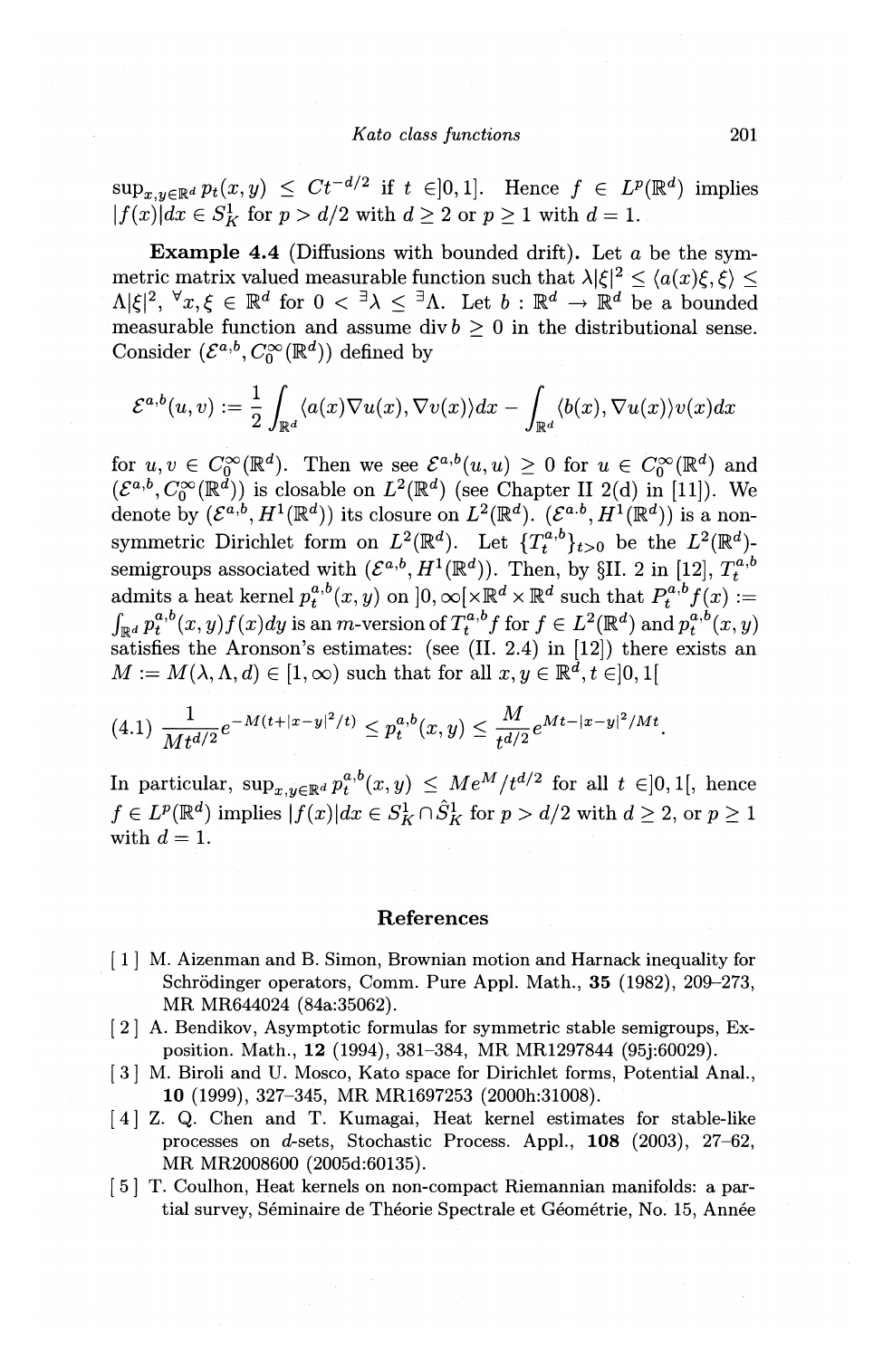$\sup_{x,y\in\mathbb{R}^d} p_t(x,y) \le Ct^{-d/2}$ if $t \in ]0,1]$. Hence $f \in L^p(\mathbb{R}^d)$ implies $|f(x)|dx \in S^1_K$ for $p > d/2$ with $d \ge 2$ or $p \ge 1$ with $d = 1$.

**Example 4.4** (Diffusions with bounded drift). Let $a$ be the symmetric matrix valued measurable function such that $\lambda|\xi|^2 \le \langle a(x)\xi, \xi\rangle \le \Lambda|\xi|^2$, $^\forall x, \xi \in \mathbb{R}^d$ for $0 < {}^\exists\lambda \le {}^\exists\Lambda$. Let $b : \mathbb{R}^d \to \mathbb{R}^d$ be a bounded measurable function and assume $\operatorname{div} b \ge 0$ in the distributional sense. Consider $(\mathcal{E}^{a,b}, C_0^\infty(\mathbb{R}^d))$ defined by

$$\mathcal{E}^{a,b}(u,v) := \frac{1}{2}\int_{\mathbb{R}^d} \langle a(x)\nabla u(x), \nabla v(x)\rangle dx - \int_{\mathbb{R}^d} \langle b(x), \nabla u(x)\rangle v(x) dx$$

for $u, v \in C_0^\infty(\mathbb{R}^d)$. Then we see $\mathcal{E}^{a,b}(u,u) \ge 0$ for $u \in C_0^\infty(\mathbb{R}^d)$ and $(\mathcal{E}^{a,b}, C_0^\infty(\mathbb{R}^d))$ is closable on $L^2(\mathbb{R}^d)$ (see Chapter II 2(d) in [11]). We denote by $(\mathcal{E}^{a,b}, H^1(\mathbb{R}^d))$ its closure on $L^2(\mathbb{R}^d)$. $(\mathcal{E}^{a.b}, H^1(\mathbb{R}^d))$ is a non-symmetric Dirichlet form on $L^2(\mathbb{R}^d)$. Let $\{T_t^{a,b}\}_{t>0}$ be the $L^2(\mathbb{R}^d)$-semigroups associated with $(\mathcal{E}^{a,b}, H^1(\mathbb{R}^d))$. Then, by §II. 2 in [12], $T_t^{a,b}$ admits a heat kernel $p_t^{a,b}(x,y)$ on $]0,\infty[\times\mathbb{R}^d\times\mathbb{R}^d$ such that $P_t^{a,b}f(x) := \int_{\mathbb{R}^d} p_t^{a,b}(x,y)f(x)dy$ is an $m$-version of $T_t^{a,b}f$ for $f \in L^2(\mathbb{R}^d)$ and $p_t^{a,b}(x,y)$ satisfies the Aronson's estimates: (see (II. 2.4) in [12]) there exists an $M := M(\lambda, \Lambda, d) \in [1, \infty)$ such that for all $x, y \in \mathbb{R}^d$, $t \in ]0,1[$

$$\text{(4.1)}\quad \frac{1}{Mt^{d/2}} e^{-M(t+|x-y|^2/t)} \le p_t^{a,b}(x,y) \le \frac{M}{t^{d/2}} e^{Mt-|x-y|^2/Mt}.$$

In particular, $\sup_{x,y\in\mathbb{R}^d} p_t^{a,b}(x,y) \le Me^M/t^{d/2}$ for all $t \in ]0,1[$, hence $f \in L^p(\mathbb{R}^d)$ implies $|f(x)|dx \in S^1_K \cap \hat{S}^1_K$ for $p > d/2$ with $d \ge 2$, or $p \ge 1$ with $d = 1$.

## References

[1] M. Aizenman and B. Simon, Brownian motion and Harnack inequality for Schrödinger operators, Comm. Pure Appl. Math., **35** (1982), 209–273, MR MR644024 (84a:35062).

[2] A. Bendikov, Asymptotic formulas for symmetric stable semigroups, Exposition. Math., **12** (1994), 381–384, MR MR1297844 (95j:60029).

[3] M. Biroli and U. Mosco, Kato space for Dirichlet forms, Potential Anal., **10** (1999), 327–345, MR MR1697253 (2000h:31008).

[4] Z. Q. Chen and T. Kumagai, Heat kernel estimates for stable-like processes on $d$-sets, Stochastic Process. Appl., **108** (2003), 27–62, MR MR2008600 (2005d:60135).

[5] T. Coulhon, Heat kernels on non-compact Riemannian manifolds: a partial survey, Séminaire de Théorie Spectrale et Géométrie, No. 15, Année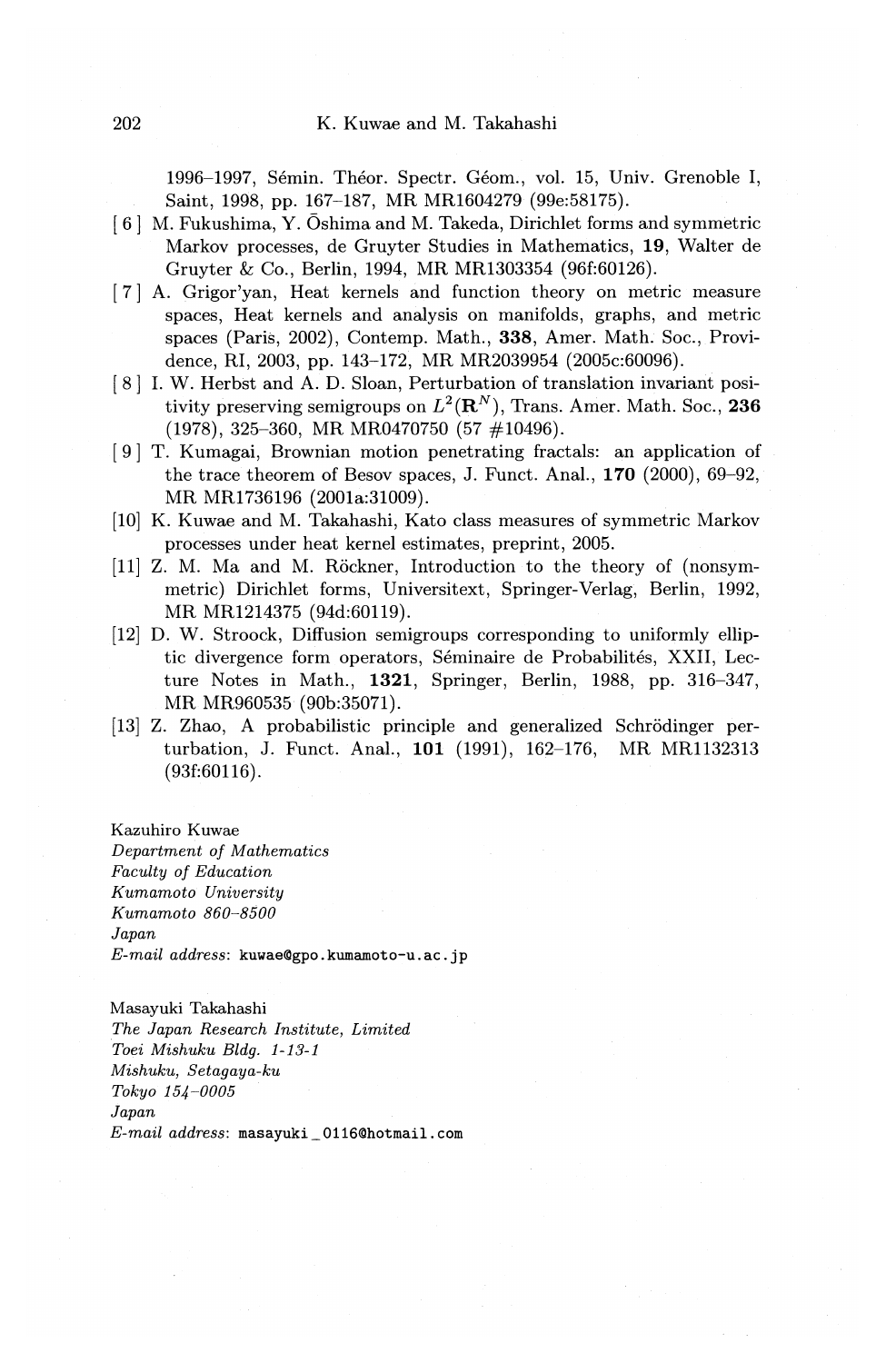1996–1997, Sémin. Théor. Spectr. Géom., vol. 15, Univ. Grenoble I, Saint, 1998, pp. 167–187, MR MR1604279 (99e:58175).

[6] M. Fukushima, Y. Ōshima and M. Takeda, Dirichlet forms and symmetric Markov processes, de Gruyter Studies in Mathematics, **19**, Walter de Gruyter & Co., Berlin, 1994, MR MR1303354 (96f:60126).

[7] A. Grigor'yan, Heat kernels and function theory on metric measure spaces, Heat kernels and analysis on manifolds, graphs, and metric spaces (Paris, 2002), Contemp. Math., **338**, Amer. Math. Soc., Providence, RI, 2003, pp. 143–172, MR MR2039954 (2005c:60096).

[8] I. W. Herbst and A. D. Sloan, Perturbation of translation invariant positivity preserving semigroups on $L^2(\mathbf{R}^N)$, Trans. Amer. Math. Soc., **236** (1978), 325–360, MR MR0470750 (57 #10496).

[9] T. Kumagai, Brownian motion penetrating fractals: an application of the trace theorem of Besov spaces, J. Funct. Anal., **170** (2000), 69–92, MR MR1736196 (2001a:31009).

[10] K. Kuwae and M. Takahashi, Kato class measures of symmetric Markov processes under heat kernel estimates, preprint, 2005.

[11] Z. M. Ma and M. Röckner, Introduction to the theory of (nonsymmetric) Dirichlet forms, Universitext, Springer-Verlag, Berlin, 1992, MR MR1214375 (94d:60119).

[12] D. W. Stroock, Diffusion semigroups corresponding to uniformly elliptic divergence form operators, Séminaire de Probabilités, XXII, Lecture Notes in Math., **1321**, Springer, Berlin, 1988, pp. 316–347, MR MR960535 (90b:35071).

[13] Z. Zhao, A probabilistic principle and generalized Schrödinger perturbation, J. Funct. Anal., **101** (1991), 162–176, MR MR1132313 (93f:60116).

Kazuhiro Kuwae
*Department of Mathematics*
*Faculty of Education*
*Kumamoto University*
*Kumamoto 860–8500*
*Japan*
*E-mail address*: `kuwae@gpo.kumamoto-u.ac.jp`

Masayuki Takahashi
*The Japan Research Institute, Limited*
*Toei Mishuku Bldg. 1-13-1*
*Mishuku, Setagaya-ku*
*Tokyo 154–0005*
*Japan*
*E-mail address*: `masayuki_0116@hotmail.com`